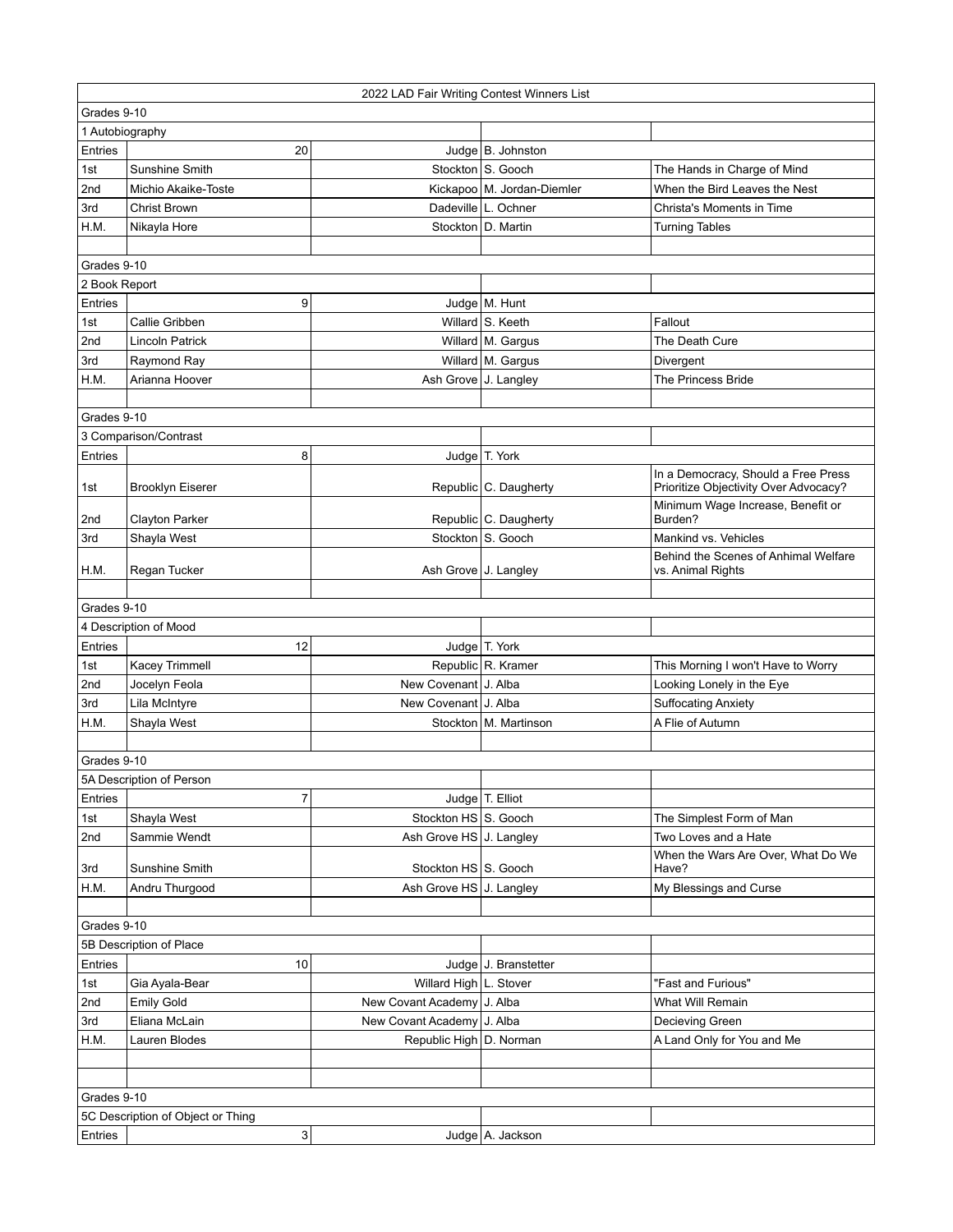| 2022 LAD Fair Writing Contest Winners List | | | | |
|---|---|---|---|---|
| Grades 9-10 | | | | |
| 1 Autobiography | | | | |
| Entries | 20 | Judge | B. Johnston | |
| 1st | Sunshine Smith | Stockton | S. Gooch | The Hands in Charge of Mind |
| 2nd | Michio Akaike-Toste | Kickapoo | M. Jordan-Diemler | When the Bird Leaves the Nest |
| 3rd | Christ Brown | Dadeville | L. Ochner | Christa's Moments in Time |
| H.M. | Nikayla Hore | Stockton | D. Martin | Turning Tables |
| | | | | |
| Grades 9-10 | | | | |
| 2 Book Report | | | | |
| Entries | 9 | Judge | M. Hunt | |
| 1st | Callie Gribben | Willard | S. Keeth | Fallout |
| 2nd | Lincoln Patrick | Willard | M. Gargus | The Death Cure |
| 3rd | Raymond Ray | Willard | M. Gargus | Divergent |
| H.M. | Arianna Hoover | Ash Grove | J. Langley | The Princess Bride |
| | | | | |
| Grades 9-10 | | | | |
| 3 Comparison/Contrast | | | | |
| Entries | 8 | Judge | T. York | |
| 1st | Brooklyn Eiserer | Republic | C. Daugherty | In a Democracy, Should a Free Press Prioritize Objectivity Over Advocacy? |
| 2nd | Clayton Parker | Republic | C. Daugherty | Minimum Wage Increase, Benefit or Burden? |
| 3rd | Shayla West | Stockton | S. Gooch | Mankind vs. Vehicles |
| H.M. | Regan Tucker | Ash Grove | J. Langley | Behind the Scenes of Anhimal Welfare vs. Animal Rights |
| | | | | |
| Grades 9-10 | | | | |
| 4 Description of Mood | | | | |
| Entries | 12 | Judge | T. York | |
| 1st | Kacey Trimmell | Republic | R. Kramer | This Morning I won't Have to Worry |
| 2nd | Jocelyn Feola | New Covenant | J. Alba | Looking Lonely in the Eye |
| 3rd | Lila McIntyre | New Covenant | J. Alba | Suffocating Anxiety |
| H.M. | Shayla West | Stockton | M. Martinson | A Flie of Autumn |
| | | | | |
| Grades 9-10 | | | | |
| 5A Description of Person | | | | |
| Entries | 7 | Judge | T. Elliot | |
| 1st | Shayla West | Stockton HS | S. Gooch | The Simplest Form of Man |
| 2nd | Sammie Wendt | Ash Grove HS | J. Langley | Two Loves and a Hate |
| 3rd | Sunshine Smith | Stockton HS | S. Gooch | When the Wars Are Over, What Do We Have? |
| H.M. | Andru Thurgood | Ash Grove HS | J. Langley | My Blessings and Curse |
| | | | | |
| Grades 9-10 | | | | |
| 5B Description of Place | | | | |
| Entries | 10 | Judge | J. Branstetter | |
| 1st | Gia Ayala-Bear | Willard High | L. Stover | "Fast and Furious" |
| 2nd | Emily Gold | New Covant Academy | J. Alba | What Will Remain |
| 3rd | Eliana McLain | New Covant Academy | J. Alba | Decieving Green |
| H.M. | Lauren Blodes | Republic High | D. Norman | A Land Only for You and Me |
| | | | | |
| | | | | |
| Grades 9-10 | | | | |
| 5C Description of Object or Thing | | | | |
| Entries | 3 | Judge | A. Jackson | |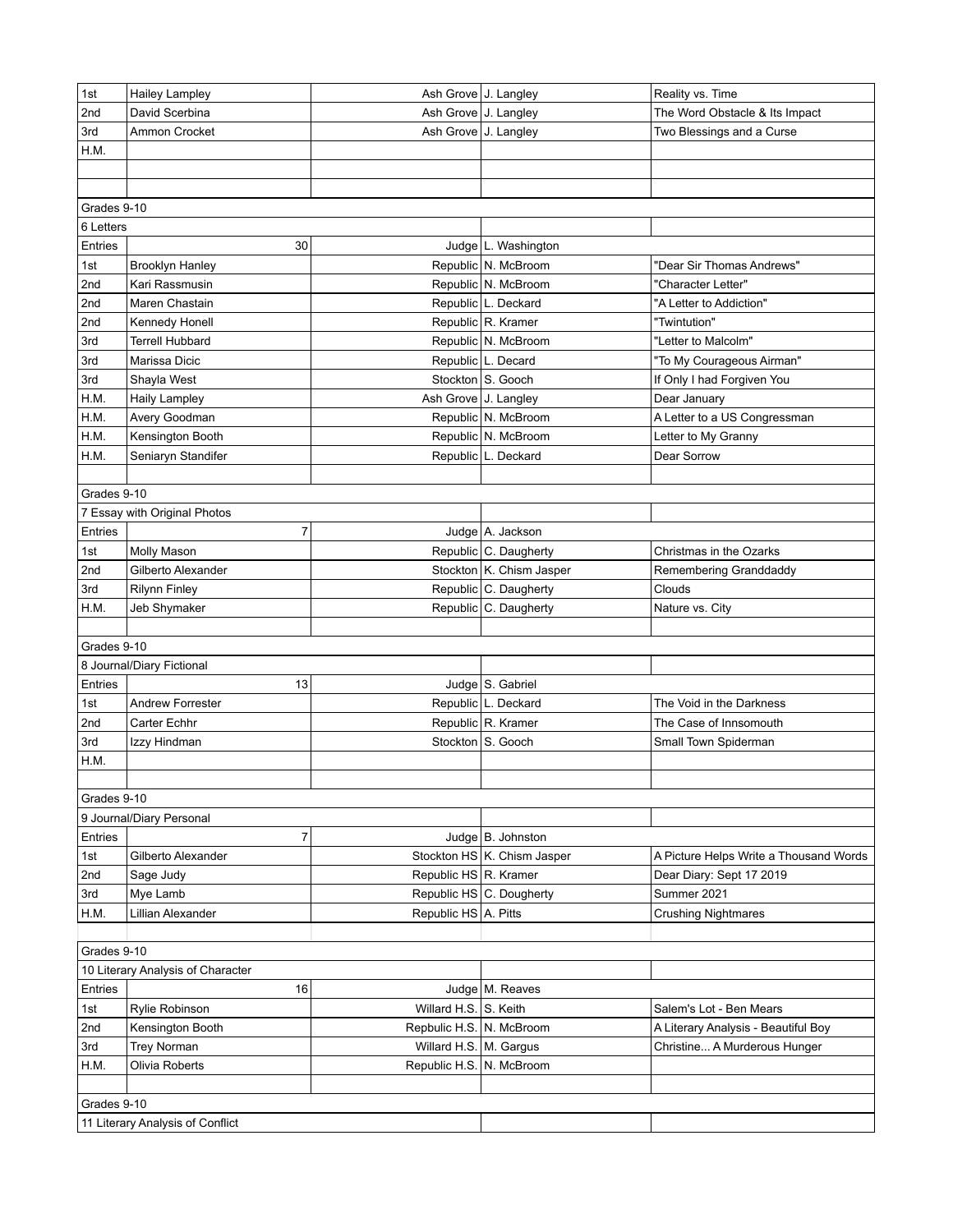| | | | | |
|---|---|---|---|---|
| 1st | Hailey Lampley | Ash Grove | J. Langley | Reality vs. Time |
| 2nd | David Scerbina | Ash Grove | J. Langley | The Word Obstacle & Its Impact |
| 3rd | Ammon Crocket | Ash Grove | J. Langley | Two Blessings and a Curse |
| H.M. | | | | |
| | | | | |
| | | | | |
| Grades 9-10 | | | | |
| 6 Letters | | | | |
| Entries | 30 | Judge | L. Washington | |
| 1st | Brooklyn Hanley | Republic | N. McBroom | "Dear Sir Thomas Andrews" |
| 2nd | Kari Rassmusin | Republic | N. McBroom | "Character Letter" |
| 2nd | Maren Chastain | Republic | L. Deckard | "A Letter to Addiction" |
| 2nd | Kennedy Honell | Republic | R. Kramer | "Twintution" |
| 3rd | Terrell Hubbard | Republic | N. McBroom | "Letter to Malcolm" |
| 3rd | Marissa Dicic | Republic | L. Decard | "To My Courageous Airman" |
| 3rd | Shayla West | Stockton | S. Gooch | If Only I had Forgiven You |
| H.M. | Haily Lampley | Ash Grove | J. Langley | Dear January |
| H.M. | Avery Goodman | Republic | N. McBroom | A Letter to a US Congressman |
| H.M. | Kensington Booth | Republic | N. McBroom | Letter to My Granny |
| H.M. | Seniaryn Standifer | Republic | L. Deckard | Dear Sorrow |
| | | | | |
| Grades 9-10 | | | | |
| 7 Essay with Original Photos | | | | |
| Entries | 7 | Judge | A. Jackson | |
| 1st | Molly Mason | Republic | C. Daugherty | Christmas in the Ozarks |
| 2nd | Gilberto Alexander | Stockton | K. Chism Jasper | Remembering Granddaddy |
| 3rd | Rilynn Finley | Republic | C. Daugherty | Clouds |
| H.M. | Jeb Shymaker | Republic | C. Daugherty | Nature vs. City |
| | | | | |
| Grades 9-10 | | | | |
| 8 Journal/Diary Fictional | | | | |
| Entries | 13 | Judge | S. Gabriel | |
| 1st | Andrew Forrester | Republic | L. Deckard | The Void in the Darkness |
| 2nd | Carter Echhr | Republic | R. Kramer | The Case of Innsomouth |
| 3rd | Izzy Hindman | Stockton | S. Gooch | Small Town Spiderman |
| H.M. | | | | |
| | | | | |
| Grades 9-10 | | | | |
| 9 Journal/Diary Personal | | | | |
| Entries | 7 | Judge | B. Johnston | |
| 1st | Gilberto Alexander | Stockton HS | K. Chism Jasper | A Picture Helps Write a Thousand Words |
| 2nd | Sage Judy | Republic HS | R. Kramer | Dear Diary: Sept 17 2019 |
| 3rd | Mye Lamb | Republic HS | C. Dougherty | Summer 2021 |
| H.M. | Lillian Alexander | Republic HS | A. Pitts | Crushing Nightmares |
| | | | | |
| Grades 9-10 | | | | |
| 10 Literary Analysis of Character | | | | |
| Entries | 16 | Judge | M. Reaves | |
| 1st | Rylie Robinson | Willard H.S. | S. Keith | Salem's Lot - Ben Mears |
| 2nd | Kensington Booth | Repbulic H.S. | N. McBroom | A Literary Analysis - Beautiful Boy |
| 3rd | Trey Norman | Willard H.S. | M. Gargus | Christine... A Murderous Hunger |
| H.M. | Olivia Roberts | Republic H.S. | N. McBroom | |
| | | | | |
| Grades 9-10 | | | | |
| 11 Literary Analysis of Conflict | | | | |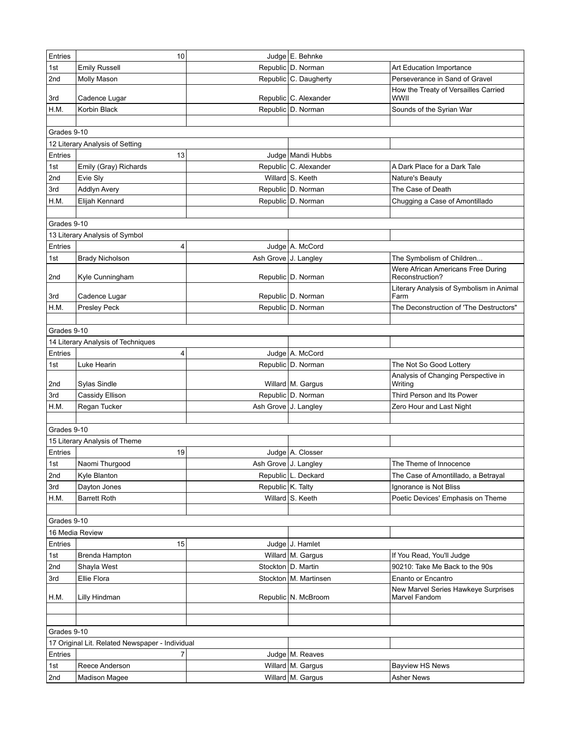| Entries | 10 | Judge | E. Behnke | |
|---|---|---|---|---|
| 1st | Emily Russell | Republic | D. Norman | Art Education Importance |
| 2nd | Molly Mason | Republic | C. Daugherty | Perseverance in Sand of Gravel |
| 3rd | Cadence Lugar | Republic | C. Alexander | How the Treaty of Versailles Carried WWII |
| H.M. | Korbin Black | Republic | D. Norman | Sounds of the Syrian War |
| | | | | |
| Grades 9-10 | | | | |
| 12 Literary Analysis of Setting | | | | |
| Entries | 13 | Judge | Mandi Hubbs | |
| 1st | Emily (Gray) Richards | Republic | C. Alexander | A Dark Place for a Dark Tale |
| 2nd | Evie Sly | Willard | S. Keeth | Nature's Beauty |
| 3rd | Addlyn Avery | Republic | D. Norman | The Case of Death |
| H.M. | Elijah Kennard | Republic | D. Norman | Chugging a Case of Amontillado |
| | | | | |
| Grades 9-10 | | | | |
| 13 Literary Analysis of Symbol | | | | |
| Entries | 4 | Judge | A. McCord | |
| 1st | Brady Nicholson | Ash Grove | J. Langley | The Symbolism of Children... |
| 2nd | Kyle Cunningham | Republic | D. Norman | Were African Americans Free During Reconstruction? |
| 3rd | Cadence Lugar | Republic | D. Norman | Literary Analysis of Symbolism in Animal Farm |
| H.M. | Presley Peck | Republic | D. Norman | The Deconstruction of 'The Destructors" |
| | | | | |
| Grades 9-10 | | | | |
| 14 Literary Analysis of Techniques | | | | |
| Entries | 4 | Judge | A. McCord | |
| 1st | Luke Hearin | Republic | D. Norman | The Not So Good Lottery |
| 2nd | Sylas Sindle | Willard | M. Gargus | Analysis of Changing Perspective in Writing |
| 3rd | Cassidy Ellison | Republic | D. Norman | Third Person and Its Power |
| H.M. | Regan Tucker | Ash Grove | J. Langley | Zero Hour and Last Night |
| | | | | |
| Grades 9-10 | | | | |
| 15 Literary Analysis of Theme | | | | |
| Entries | 19 | Judge | A. Closser | |
| 1st | Naomi Thurgood | Ash Grove | J. Langley | The Theme of Innocence |
| 2nd | Kyle Blanton | Republic | L. Deckard | The Case of Amontillado, a Betrayal |
| 3rd | Dayton Jones | Republic | K. Talty | Ignorance is Not Bliss |
| H.M. | Barrett Roth | Willard | S. Keeth | Poetic Devices' Emphasis on Theme |
| | | | | |
| Grades 9-10 | | | | |
| 16 Media Review | | | | |
| Entries | 15 | Judge | J. Hamlet | |
| 1st | Brenda Hampton | Willard | M. Gargus | If You Read, You'll Judge |
| 2nd | Shayla West | Stockton | D. Martin | 90210: Take Me Back to the 90s |
| 3rd | Ellie Flora | Stockton | M. Martinsen | Enanto or Encantro |
| H.M. | Lilly Hindman | Republic | N. McBroom | New Marvel Series Hawkeye Surprises Marvel Fandom |
| | | | | |
| | | | | |
| Grades 9-10 | | | | |
| 17 Original Lit. Related Newspaper - Individual | | | | |
| Entries | 7 | Judge | M. Reaves | |
| 1st | Reece Anderson | Willard | M. Gargus | Bayview HS News |
| 2nd | Madison Magee | Willard | M. Gargus | Asher News |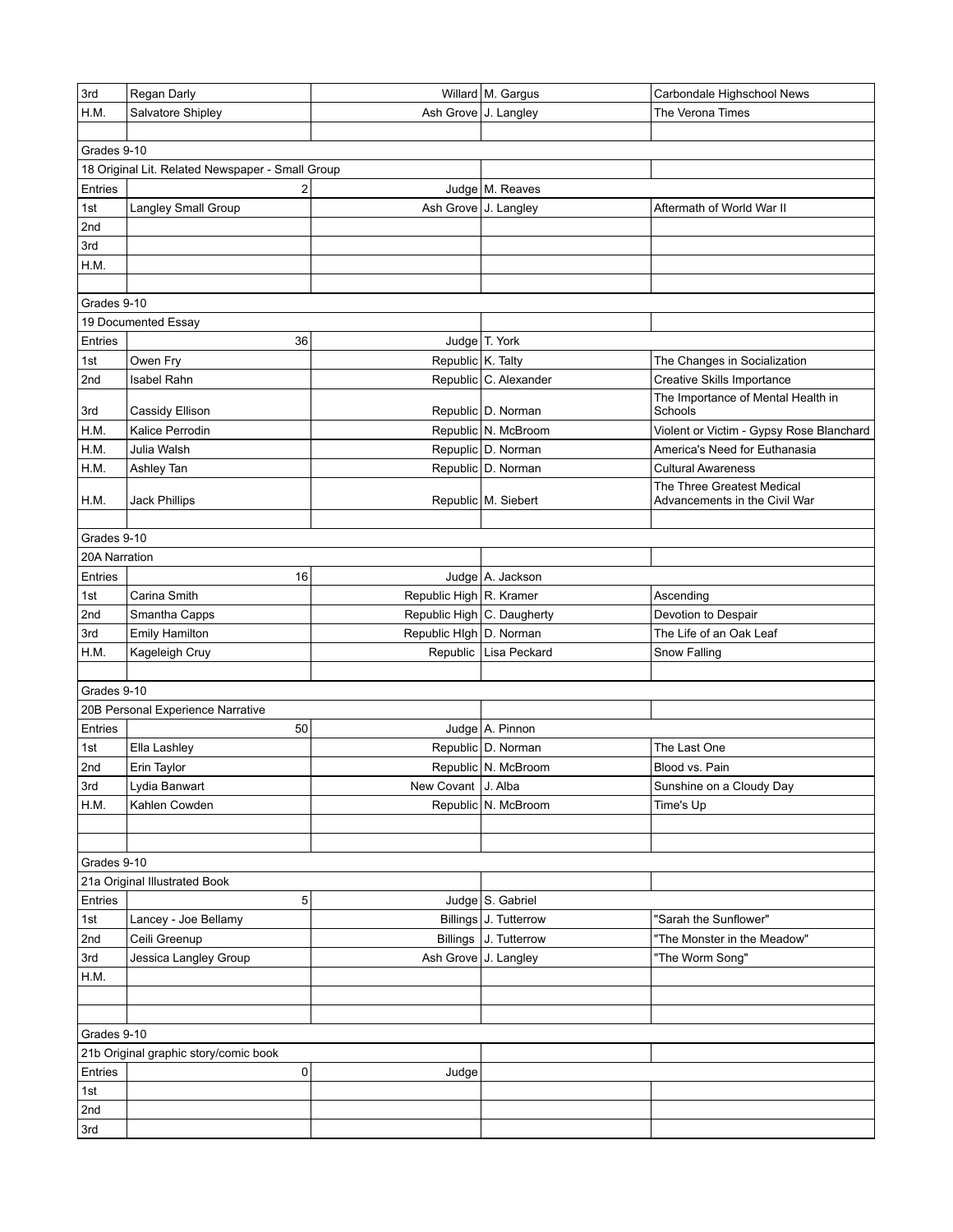| | | | | |
|---|---|---|---|---|
| 3rd | Regan Darly | Willard | M. Gargus | Carbondale Highschool News |
| H.M. | Salvatore Shipley | Ash Grove | J. Langley | The Verona Times |
| | | | | |
| Grades 9-10 | | | | |
| 18 Original Lit. Related Newspaper - Small Group | | | | |
| Entries | 2 | Judge | M. Reaves | |
| 1st | Langley Small Group | Ash Grove | J. Langley | Aftermath of World War II |
| 2nd | | | | |
| 3rd | | | | |
| H.M. | | | | |
| | | | | |
| Grades 9-10 | | | | |
| 19 Documented Essay | | | | |
| Entries | 36 | Judge | T. York | |
| 1st | Owen Fry | Republic | K. Talty | The Changes in Socialization |
| 2nd | Isabel Rahn | Republic | C. Alexander | Creative Skills Importance |
| 3rd | Cassidy Ellison | Republic | D. Norman | The Importance of Mental Health in Schools |
| H.M. | Kalice Perrodin | Republic | N. McBroom | Violent or Victim - Gypsy Rose Blanchard |
| H.M. | Julia Walsh | Repuplic | D. Norman | America's Need for Euthanasia |
| H.M. | Ashley Tan | Republic | D. Norman | Cultural Awareness |
| H.M. | Jack Phillips | Republic | M. Siebert | The Three Greatest Medical Advancements in the Civil War |
| | | | | |
| Grades 9-10 | | | | |
| 20A Narration | | | | |
| Entries | 16 | Judge | A. Jackson | |
| 1st | Carina Smith | Republic High | R. Kramer | Ascending |
| 2nd | Smantha Capps | Republic High | C. Daugherty | Devotion to Despair |
| 3rd | Emily Hamilton | Republic HIgh | D. Norman | The Life of an Oak Leaf |
| H.M. | Kageleigh Cruy | Republic | Lisa Peckard | Snow Falling |
| | | | | |
| Grades 9-10 | | | | |
| 20B Personal Experience Narrative | | | | |
| Entries | 50 | Judge | A. Pinnon | |
| 1st | Ella Lashley | Republic | D. Norman | The Last One |
| 2nd | Erin Taylor | Republic | N. McBroom | Blood vs. Pain |
| 3rd | Lydia Banwart | New Covant | J. Alba | Sunshine on a Cloudy Day |
| H.M. | Kahlen Cowden | Republic | N. McBroom | Time's Up |
| | | | | |
| | | | | |
| Grades 9-10 | | | | |
| 21a Original Illustrated Book | | | | |
| Entries | 5 | Judge | S. Gabriel | |
| 1st | Lancey - Joe Bellamy | Billings | J. Tutterrow | "Sarah the Sunflower" |
| 2nd | Ceili Greenup | Billings | J. Tutterrow | "The Monster in the Meadow" |
| 3rd | Jessica Langley Group | Ash Grove | J. Langley | "The Worm Song" |
| H.M. | | | | |
| | | | | |
| | | | | |
| Grades 9-10 | | | | |
| 21b Original graphic story/comic book | | | | |
| Entries | 0 | Judge | | |
| 1st | | | | |
| 2nd | | | | |
| 3rd | | | | |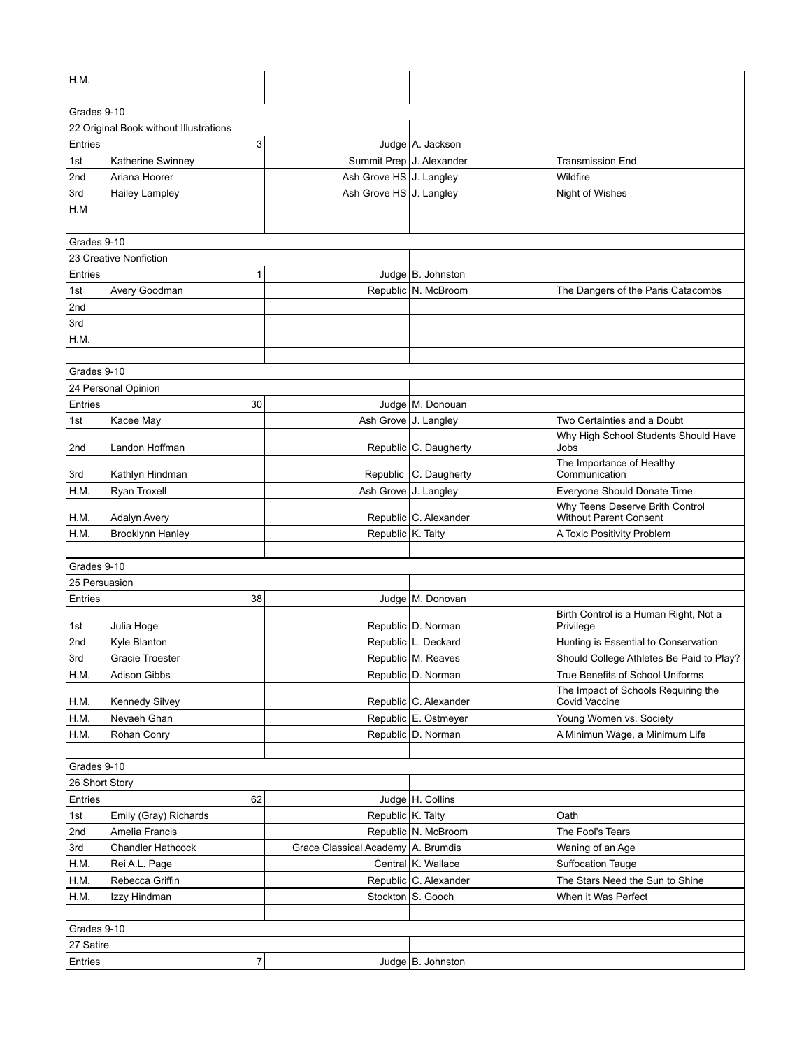| H.M. | | | | |
|---|---|---|---|---|
| | | | | |
| Grades 9-10 | | | | |
| 22 Original Book without Illustrations | | | | |
| Entries | 3 | Judge | A. Jackson | |
| 1st | Katherine Swinney | Summit Prep | J. Alexander | Transmission End |
| 2nd | Ariana Hoorer | Ash Grove HS | J. Langley | Wildfire |
| 3rd | Hailey Lampley | Ash Grove HS | J. Langley | Night of Wishes |
| H.M | | | | |
| | | | | |
| Grades 9-10 | | | | |
| 23 Creative Nonfiction | | | | |
| Entries | 1 | Judge | B. Johnston | |
| 1st | Avery Goodman | Republic | N. McBroom | The Dangers of the Paris Catacombs |
| 2nd | | | | |
| 3rd | | | | |
| H.M. | | | | |
| | | | | |
| Grades 9-10 | | | | |
| 24 Personal Opinion | | | | |
| Entries | 30 | Judge | M. Donouan | |
| 1st | Kacee May | Ash Grove | J. Langley | Two Certainties and a Doubt |
| 2nd | Landon Hoffman | Republic | C. Daugherty | Why High School Students Should Have Jobs |
| 3rd | Kathlyn Hindman | Republic | C. Daugherty | The Importance of Healthy Communication |
| H.M. | Ryan Troxell | Ash Grove | J. Langley | Everyone Should Donate Time |
| H.M. | Adalyn Avery | Republic | C. Alexander | Why Teens Deserve Brith Control Without Parent Consent |
| H.M. | Brooklynn Hanley | Republic | K. Talty | A Toxic Positivity Problem |
| | | | | |
| Grades 9-10 | | | | |
| 25 Persuasion | | | | |
| Entries | 38 | Judge | M. Donovan | |
| 1st | Julia Hoge | Republic | D. Norman | Birth Control is a Human Right, Not a Privilege |
| 2nd | Kyle Blanton | Republic | L. Deckard | Hunting is Essential to Conservation |
| 3rd | Gracie Troester | Republic | M. Reaves | Should College Athletes Be Paid to Play? |
| H.M. | Adison Gibbs | Republic | D. Norman | True Benefits of School Uniforms |
| H.M. | Kennedy Silvey | Republic | C. Alexander | The Impact of Schools Requiring the Covid Vaccine |
| H.M. | Nevaeh Ghan | Republic | E. Ostmeyer | Young Women vs. Society |
| H.M. | Rohan Conry | Republic | D. Norman | A Minimun Wage, a Minimum Life |
| | | | | |
| Grades 9-10 | | | | |
| 26 Short Story | | | | |
| Entries | 62 | Judge | H. Collins | |
| 1st | Emily (Gray) Richards | Republic | K. Talty | Oath |
| 2nd | Amelia Francis | Republic | N. McBroom | The Fool's Tears |
| 3rd | Chandler Hathcock | Grace Classical Academy | A. Brumdis | Waning of an Age |
| H.M. | Rei A.L. Page | Central | K. Wallace | Suffocation Tauge |
| H.M. | Rebecca Griffin | Republic | C. Alexander | The Stars Need the Sun to Shine |
| H.M. | Izzy Hindman | Stockton | S. Gooch | When it Was Perfect |
| | | | | |
| Grades 9-10 | | | | |
| 27 Satire | | | | |
| Entries | 7 | Judge | B. Johnston | |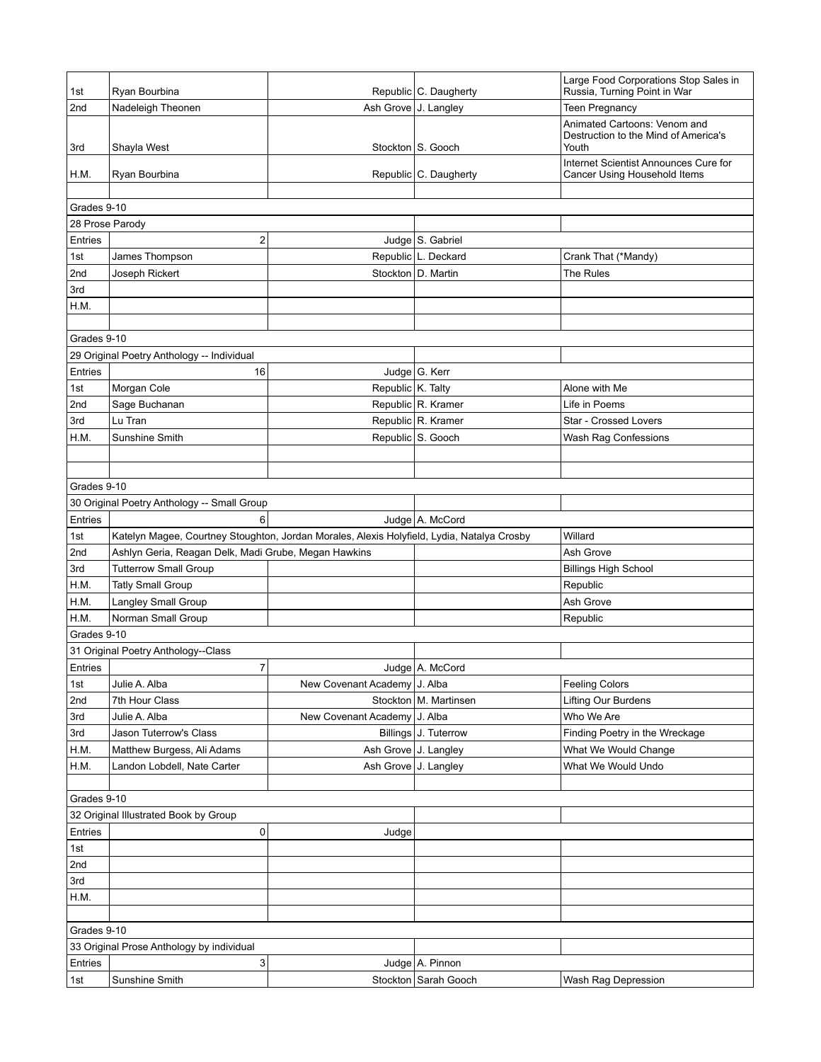| | | | | |
|---|---|---|---|---|
| 1st | Ryan Bourbina | Republic | C. Daugherty | Large Food Corporations Stop Sales in Russia, Turning Point in War |
| 2nd | Nadeleigh Theonen | Ash Grove | J. Langley | Teen Pregnancy |
| 3rd | Shayla West | Stockton | S. Gooch | Animated Cartoons: Venom and Destruction to the Mind of America's Youth |
| H.M. | Ryan Bourbina | Republic | C. Daugherty | Internet Scientist Announces Cure for Cancer Using Household Items |
| | | | | |
| Grades 9-10 | | | | |
| 28 Prose Parody | | | | |
| Entries | 2 | Judge | S. Gabriel | |
| 1st | James Thompson | Republic | L. Deckard | Crank That (*Mandy) |
| 2nd | Joseph Rickert | Stockton | D. Martin | The Rules |
| 3rd | | | | |
| H.M. | | | | |
| | | | | |
| Grades 9-10 | | | | |
| 29 Original Poetry Anthology -- Individual | | | | |
| Entries | 16 | Judge | G. Kerr | |
| 1st | Morgan Cole | Republic | K. Talty | Alone with Me |
| 2nd | Sage Buchanan | Republic | R. Kramer | Life in Poems |
| 3rd | Lu Tran | Republic | R. Kramer | Star - Crossed Lovers |
| H.M. | Sunshine Smith | Republic | S. Gooch | Wash Rag Confessions |
| | | | | |
| | | | | |
| Grades 9-10 | | | | |
| 30 Original Poetry Anthology -- Small Group | | | | |
| Entries | 6 | Judge | A. McCord | |
| 1st | Katelyn Magee, Courtney Stoughton, Jordan Morales, Alexis Holyfield, Lydia, Natalya Crosby | | | Willard |
| 2nd | Ashlyn Geria, Reagan Delk, Madi Grube, Megan Hawkins | | | Ash Grove |
| 3rd | Tutterrow Small Group | | | Billings High School |
| H.M. | Tatly Small Group | | | Republic |
| H.M. | Langley Small Group | | | Ash Grove |
| H.M. | Norman Small Group | | | Republic |
| Grades 9-10 | | | | |
| 31 Original Poetry Anthology--Class | | | | |
| Entries | 7 | Judge | A. McCord | |
| 1st | Julie A. Alba | New Covenant Academy | J. Alba | Feeling Colors |
| 2nd | 7th Hour Class | Stockton | M. Martinsen | Lifting Our Burdens |
| 3rd | Julie A. Alba | New Covenant Academy | J. Alba | Who We Are |
| 3rd | Jason Tuterrow's Class | Billings | J. Tuterrow | Finding Poetry in the Wreckage |
| H.M. | Matthew Burgess, Ali Adams | Ash Grove | J. Langley | What We Would Change |
| H.M. | Landon Lobdell, Nate Carter | Ash Grove | J. Langley | What We Would Undo |
| | | | | |
| Grades 9-10 | | | | |
| 32 Original Illustrated Book by Group | | | | |
| Entries | 0 | Judge | | |
| 1st | | | | |
| 2nd | | | | |
| 3rd | | | | |
| H.M. | | | | |
| | | | | |
| Grades 9-10 | | | | |
| 33 Original Prose Anthology by individual | | | | |
| Entries | 3 | Judge | A. Pinnon | |
| 1st | Sunshine Smith | Stockton | Sarah Gooch | Wash Rag Depression |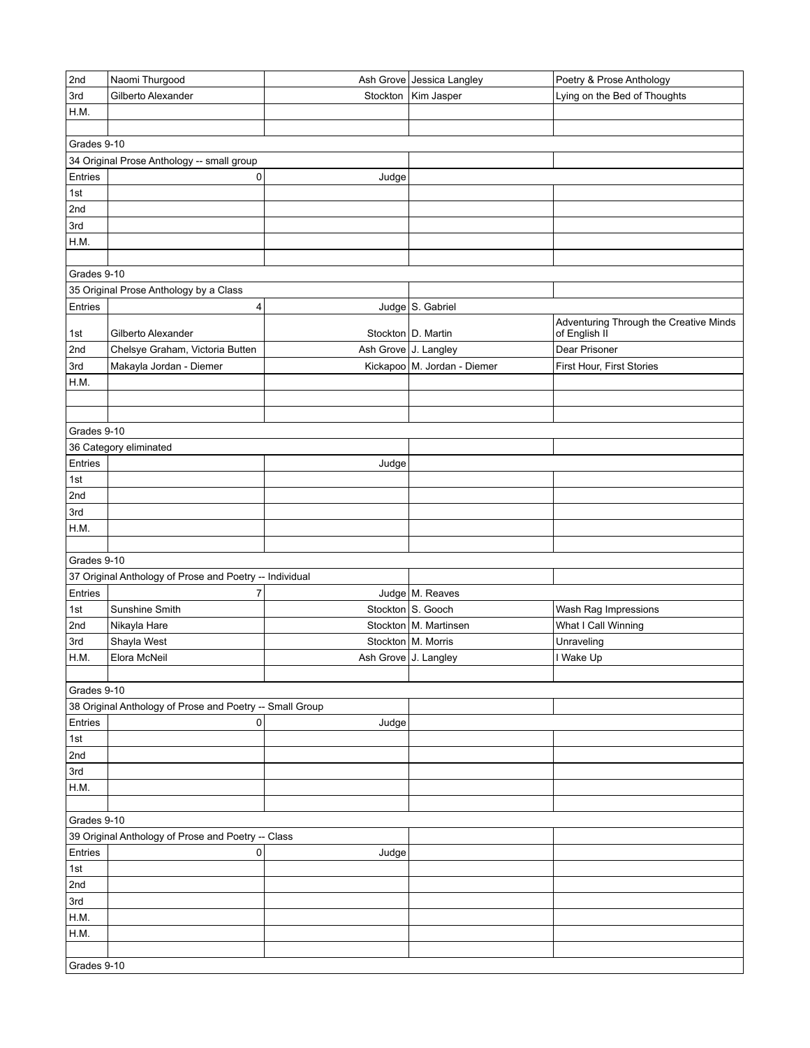| | | | | |
|---|---|---|---|---|
| 2nd | Naomi Thurgood | Ash Grove | Jessica Langley | Poetry & Prose Anthology |
| 3rd | Gilberto Alexander | Stockton | Kim Jasper | Lying on the Bed of Thoughts |
| H.M. | | | | |
| | | | | |
| Grades 9-10 | | | | |
| 34 Original Prose Anthology -- small group | | | | |
| Entries | 0 | Judge | | |
| 1st | | | | |
| 2nd | | | | |
| 3rd | | | | |
| H.M. | | | | |
| | | | | |
| Grades 9-10 | | | | |
| 35 Original Prose Anthology by a Class | | | | |
| Entries | 4 | Judge | S. Gabriel | |
| 1st | Gilberto Alexander | Stockton | D. Martin | Adventuring Through the Creative Minds of English II |
| 2nd | Chelsye Graham, Victoria Butten | Ash Grove | J. Langley | Dear Prisoner |
| 3rd | Makayla Jordan - Diemer | Kickapoo | M. Jordan - Diemer | First Hour, First Stories |
| H.M. | | | | |
| | | | | |
| | | | | |
| Grades 9-10 | | | | |
| 36 Category eliminated | | | | |
| Entries | | Judge | | |
| 1st | | | | |
| 2nd | | | | |
| 3rd | | | | |
| H.M. | | | | |
| | | | | |
| Grades 9-10 | | | | |
| 37 Original Anthology of Prose and Poetry -- Individual | | | | |
| Entries | 7 | Judge | M. Reaves | |
| 1st | Sunshine Smith | Stockton | S. Gooch | Wash Rag Impressions |
| 2nd | Nikayla Hare | Stockton | M. Martinsen | What I Call Winning |
| 3rd | Shayla West | Stockton | M. Morris | Unraveling |
| H.M. | Elora McNeil | Ash Grove | J. Langley | I Wake Up |
| | | | | |
| Grades 9-10 | | | | |
| 38 Original Anthology of Prose and Poetry -- Small Group | | | | |
| Entries | 0 | Judge | | |
| 1st | | | | |
| 2nd | | | | |
| 3rd | | | | |
| H.M. | | | | |
| | | | | |
| Grades 9-10 | | | | |
| 39 Original Anthology of Prose and Poetry -- Class | | | | |
| Entries | 0 | Judge | | |
| 1st | | | | |
| 2nd | | | | |
| 3rd | | | | |
| H.M. | | | | |
| H.M. | | | | |
| | | | | |
| Grades 9-10 | | | | |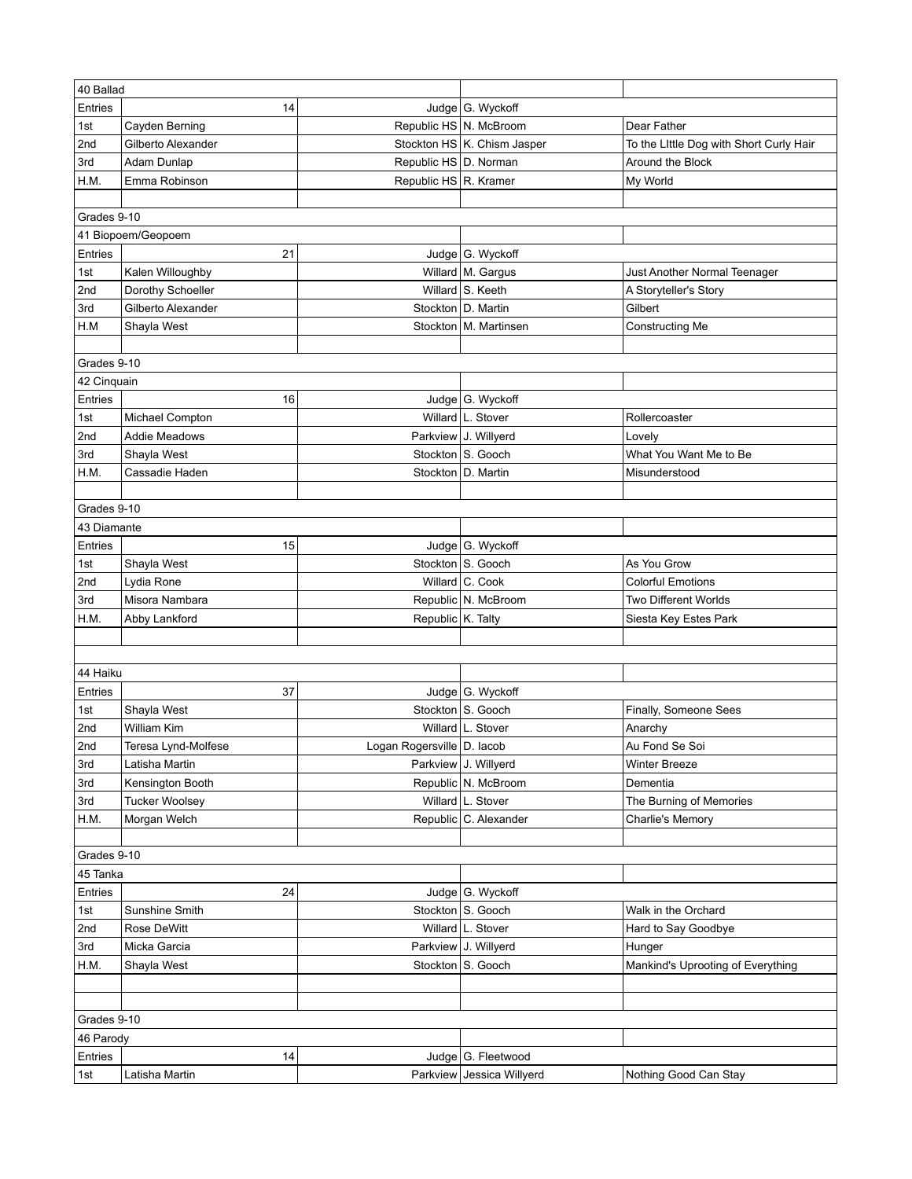| 40 Ballad | | | | |
|---|---|---|---|---|
| Entries | 14 | Judge | G. Wyckoff | |
| 1st | Cayden Berning | Republic HS | N. McBroom | Dear Father |
| 2nd | Gilberto Alexander | Stockton HS | K. Chism Jasper | To the LIttle Dog with Short Curly Hair |
| 3rd | Adam Dunlap | Republic HS | D. Norman | Around the Block |
| H.M. | Emma Robinson | Republic HS | R. Kramer | My World |
| | | | | |
| Grades 9-10 | | | | |
| 41 Biopoem/Geopoem | | | | |
| Entries | 21 | Judge | G. Wyckoff | |
| 1st | Kalen Willoughby | Willard | M. Gargus | Just Another Normal Teenager |
| 2nd | Dorothy Schoeller | Willard | S. Keeth | A Storyteller's Story |
| 3rd | Gilberto Alexander | Stockton | D. Martin | Gilbert |
| H.M | Shayla West | Stockton | M. Martinsen | Constructing Me |
| | | | | |
| Grades 9-10 | | | | |
| 42 Cinquain | | | | |
| Entries | 16 | Judge | G. Wyckoff | |
| 1st | Michael Compton | Willard | L. Stover | Rollercoaster |
| 2nd | Addie Meadows | Parkview | J. Willyerd | Lovely |
| 3rd | Shayla West | Stockton | S. Gooch | What You Want Me to Be |
| H.M. | Cassadie Haden | Stockton | D. Martin | Misunderstood |
| | | | | |
| Grades 9-10 | | | | |
| 43 Diamante | | | | |
| Entries | 15 | Judge | G. Wyckoff | |
| 1st | Shayla West | Stockton | S. Gooch | As You Grow |
| 2nd | Lydia Rone | Willard | C. Cook | Colorful Emotions |
| 3rd | Misora Nambara | Republic | N. McBroom | Two Different Worlds |
| H.M. | Abby Lankford | Republic | K. Talty | Siesta Key Estes Park |
| | | | | |
| | | | | |
| 44 Haiku | | | | |
| Entries | 37 | Judge | G. Wyckoff | |
| 1st | Shayla West | Stockton | S. Gooch | Finally, Someone Sees |
| 2nd | William Kim | Willard | L. Stover | Anarchy |
| 2nd | Teresa Lynd-Molfese | Logan Rogersville | D. Iacob | Au Fond Se Soi |
| 3rd | Latisha Martin | Parkview | J. Willyerd | Winter Breeze |
| 3rd | Kensington Booth | Republic | N. McBroom | Dementia |
| 3rd | Tucker Woolsey | Willard | L. Stover | The Burning of Memories |
| H.M. | Morgan Welch | Republic | C. Alexander | Charlie's Memory |
| | | | | |
| Grades 9-10 | | | | |
| 45 Tanka | | | | |
| Entries | 24 | Judge | G. Wyckoff | |
| 1st | Sunshine Smith | Stockton | S. Gooch | Walk in the Orchard |
| 2nd | Rose DeWitt | Willard | L. Stover | Hard to Say Goodbye |
| 3rd | Micka Garcia | Parkview | J. Willyerd | Hunger |
| H.M. | Shayla West | Stockton | S. Gooch | Mankind's Uprooting of Everything |
| | | | | |
| | | | | |
| Grades 9-10 | | | | |
| 46 Parody | | | | |
| Entries | 14 | Judge | G. Fleetwood | |
| 1st | Latisha Martin | Parkview | Jessica Willyerd | Nothing Good Can Stay |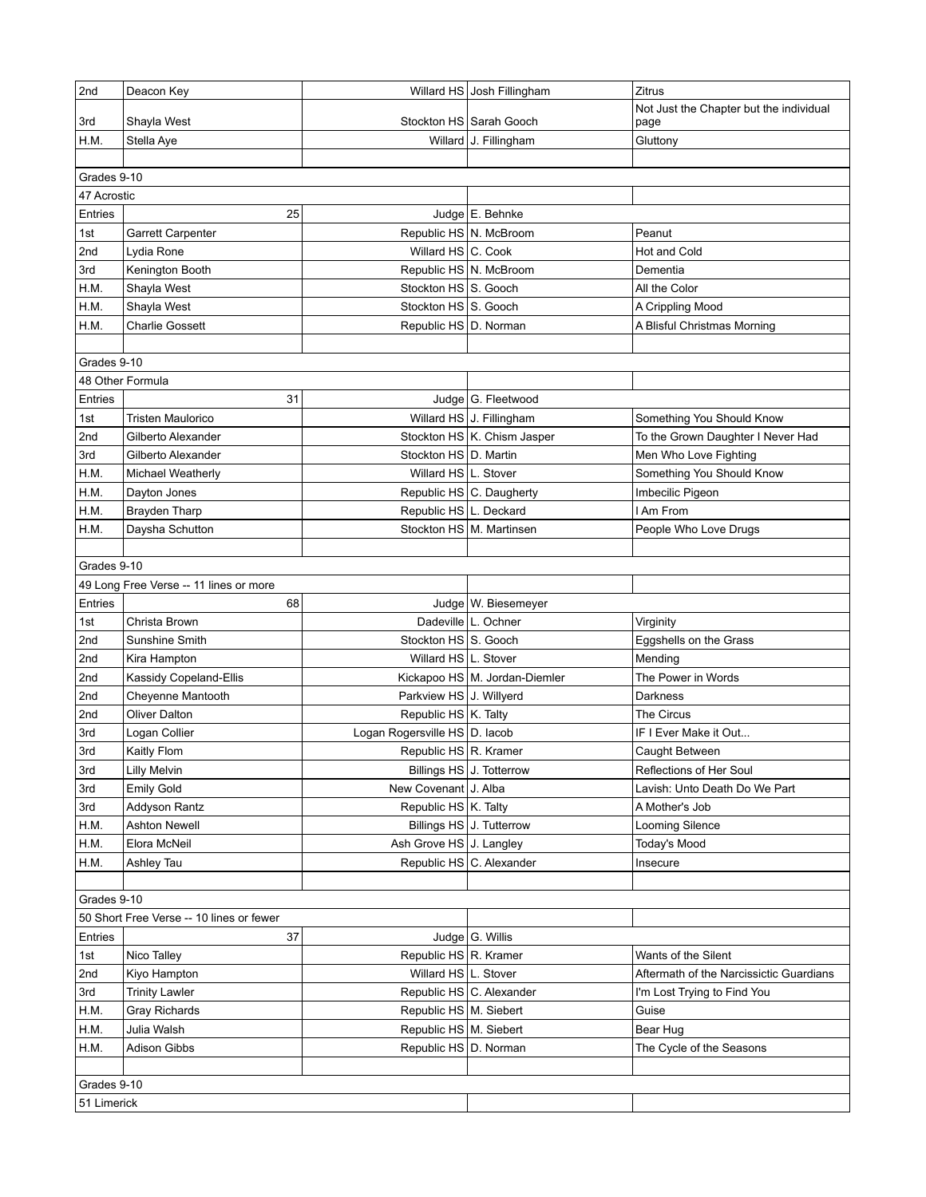| | | | | |
|---|---|---|---|---|
| 2nd | Deacon Key | Willard HS | Josh Fillingham | Zitrus |
| 3rd | Shayla West | Stockton HS | Sarah Gooch | Not Just the Chapter but the individual page |
| H.M. | Stella Aye | Willard | J. Fillingham | Gluttony |
| | | | | |
| Grades 9-10 | | | | |
| 47 Acrostic | | | | |
| Entries | 25 | Judge | E. Behnke | |
| 1st | Garrett Carpenter | Republic HS | N. McBroom | Peanut |
| 2nd | Lydia Rone | Willard HS | C. Cook | Hot and Cold |
| 3rd | Kenington Booth | Republic HS | N. McBroom | Dementia |
| H.M. | Shayla West | Stockton HS | S. Gooch | All the Color |
| H.M. | Shayla West | Stockton HS | S. Gooch | A Crippling Mood |
| H.M. | Charlie Gossett | Republic HS | D. Norman | A Blisful Christmas Morning |
| | | | | |
| Grades 9-10 | | | | |
| 48 Other Formula | | | | |
| Entries | 31 | Judge | G. Fleetwood | |
| 1st | Tristen Maulorico | Willard HS | J. Fillingham | Something You Should Know |
| 2nd | Gilberto Alexander | Stockton HS | K. Chism Jasper | To the Grown Daughter I Never Had |
| 3rd | Gilberto Alexander | Stockton HS | D. Martin | Men Who Love Fighting |
| H.M. | Michael Weatherly | Willard HS | L. Stover | Something You Should Know |
| H.M. | Dayton Jones | Republic HS | C. Daugherty | Imbecilic Pigeon |
| H.M. | Brayden Tharp | Republic HS | L. Deckard | I Am From |
| H.M. | Daysha Schutton | Stockton HS | M. Martinsen | People Who Love Drugs |
| | | | | |
| Grades 9-10 | | | | |
| 49 Long Free Verse -- 11 lines or more | | | | |
| Entries | 68 | Judge | W. Biesemeyer | |
| 1st | Christa Brown | Dadeville | L. Ochner | Virginity |
| 2nd | Sunshine Smith | Stockton HS | S. Gooch | Eggshells on the Grass |
| 2nd | Kira Hampton | Willard HS | L. Stover | Mending |
| 2nd | Kassidy Copeland-Ellis | Kickapoo HS | M. Jordan-Diemler | The Power in Words |
| 2nd | Cheyenne Mantooth | Parkview HS | J. Willyerd | Darkness |
| 2nd | Oliver Dalton | Republic HS | K. Talty | The Circus |
| 3rd | Logan Collier | Logan Rogersville HS | D. Iacob | IF I Ever Make it Out... |
| 3rd | Kaitly Flom | Republic HS | R. Kramer | Caught Between |
| 3rd | Lilly Melvin | Billings HS | J. Totterrow | Reflections of Her Soul |
| 3rd | Emily Gold | New Covenant | J. Alba | Lavish: Unto Death Do We Part |
| 3rd | Addyson Rantz | Republic HS | K. Talty | A Mother's Job |
| H.M. | Ashton Newell | Billings HS | J. Tutterrow | Looming Silence |
| H.M. | Elora McNeil | Ash Grove HS | J. Langley | Today's Mood |
| H.M. | Ashley Tau | Republic HS | C. Alexander | Insecure |
| | | | | |
| Grades 9-10 | | | | |
| 50 Short Free Verse -- 10 lines or fewer | | | | |
| Entries | 37 | Judge | G. Willis | |
| 1st | Nico Talley | Republic HS | R. Kramer | Wants of the Silent |
| 2nd | Kiyo Hampton | Willard HS | L. Stover | Aftermath of the Narcissictic Guardians |
| 3rd | Trinity Lawler | Republic HS | C. Alexander | I'm Lost Trying to Find You |
| H.M. | Gray Richards | Republic HS | M. Siebert | Guise |
| H.M. | Julia Walsh | Republic HS | M. Siebert | Bear Hug |
| H.M. | Adison Gibbs | Republic HS | D. Norman | The Cycle of the Seasons |
| | | | | |
| Grades 9-10 | | | | |
| 51 Limerick | | | | |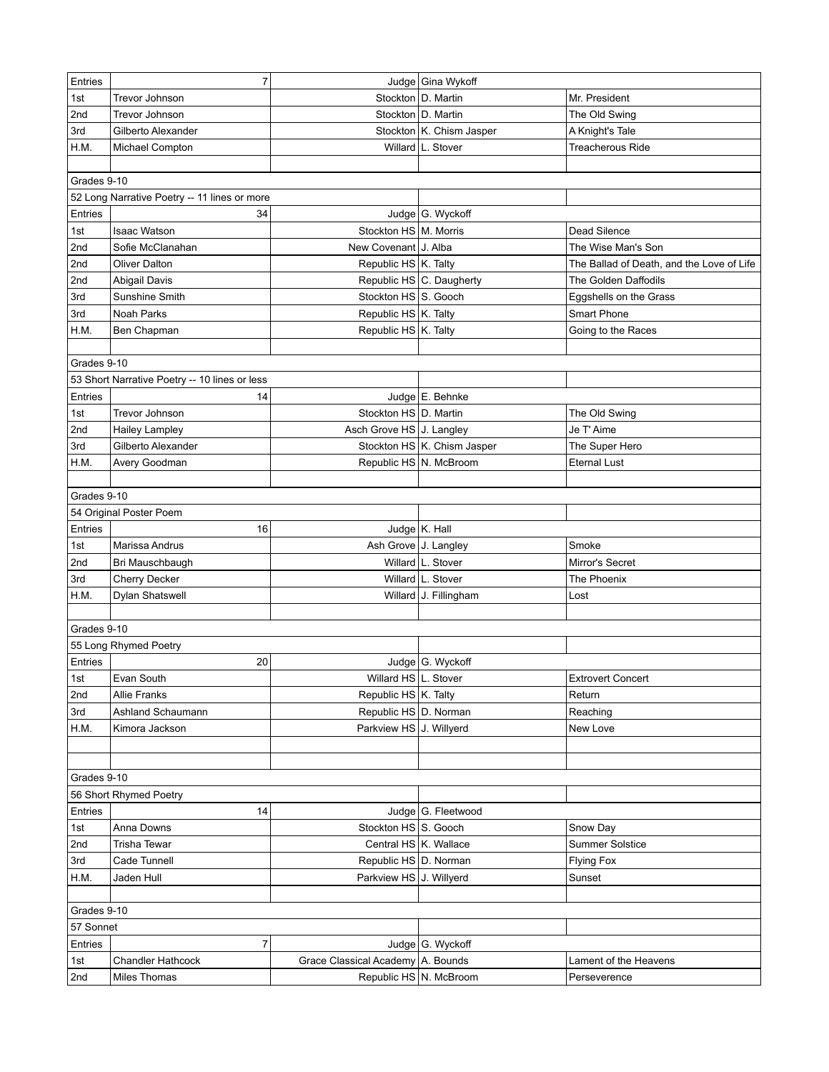| Entries | 7 | Judge | Gina Wykoff | |
|---|---|---|---|---|
| 1st | Trevor Johnson | Stockton | D. Martin | Mr. President |
| 2nd | Trevor Johnson | Stockton | D. Martin | The Old Swing |
| 3rd | Gilberto Alexander | Stockton | K. Chism Jasper | A Knight's Tale |
| H.M. | Michael Compton | Willard | L. Stover | Treacherous Ride |
| | | | | |
| Grades 9-10 | | | | |
| 52 Long Narrative Poetry -- 11 lines or more | | | | |
| Entries | 34 | Judge | G. Wyckoff | |
| 1st | Isaac Watson | Stockton HS | M. Morris | Dead Silence |
| 2nd | Sofie McClanahan | New Covenant | J. Alba | The Wise Man's Son |
| 2nd | Oliver Dalton | Republic HS | K. Talty | The Ballad of Death, and the Love of Life |
| 2nd | Abigail Davis | Republic HS | C. Daugherty | The Golden Daffodils |
| 3rd | Sunshine Smith | Stockton HS | S. Gooch | Eggshells on the Grass |
| 3rd | Noah Parks | Republic HS | K. Talty | Smart Phone |
| H.M. | Ben Chapman | Republic HS | K. Talty | Going to the Races |
| | | | | |
| Grades 9-10 | | | | |
| 53 Short Narrative Poetry -- 10 lines or less | | | | |
| Entries | 14 | Judge | E. Behnke | |
| 1st | Trevor Johnson | Stockton HS | D. Martin | The Old Swing |
| 2nd | Hailey Lampley | Asch Grove HS | J. Langley | Je T' Aime |
| 3rd | Gilberto Alexander | Stockton HS | K. Chism Jasper | The Super Hero |
| H.M. | Avery Goodman | Republic HS | N. McBroom | Eternal Lust |
| | | | | |
| Grades 9-10 | | | | |
| 54 Original Poster Poem | | | | |
| Entries | 16 | Judge | K. Hall | |
| 1st | Marissa Andrus | Ash Grove | J. Langley | Smoke |
| 2nd | Bri Mauschbaugh | Willard | L. Stover | Mirror's Secret |
| 3rd | Cherry Decker | Willard | L. Stover | The Phoenix |
| H.M. | Dylan Shatswell | Willard | J. Fillingham | Lost |
| | | | | |
| Grades 9-10 | | | | |
| 55 Long Rhymed Poetry | | | | |
| Entries | 20 | Judge | G. Wyckoff | |
| 1st | Evan South | Willard HS | L. Stover | Extrovert Concert |
| 2nd | Allie Franks | Republic HS | K. Talty | Return |
| 3rd | Ashland Schaumann | Republic HS | D. Norman | Reaching |
| H.M. | Kimora Jackson | Parkview HS | J. Willyerd | New Love |
| | | | | |
| | | | | |
| Grades 9-10 | | | | |
| 56 Short Rhymed Poetry | | | | |
| Entries | 14 | Judge | G. Fleetwood | |
| 1st | Anna Downs | Stockton HS | S. Gooch | Snow Day |
| 2nd | Trisha Tewar | Central HS | K. Wallace | Summer Solstice |
| 3rd | Cade Tunnell | Republic HS | D. Norman | Flying Fox |
| H.M. | Jaden Hull | Parkview HS | J. Willyerd | Sunset |
| | | | | |
| Grades 9-10 | | | | |
| 57 Sonnet | | | | |
| Entries | 7 | Judge | G. Wyckoff | |
| 1st | Chandler Hathcock | Grace Classical Academy | A. Bounds | Lament of the Heavens |
| 2nd | Miles Thomas | Republic HS | N. McBroom | Perseverence |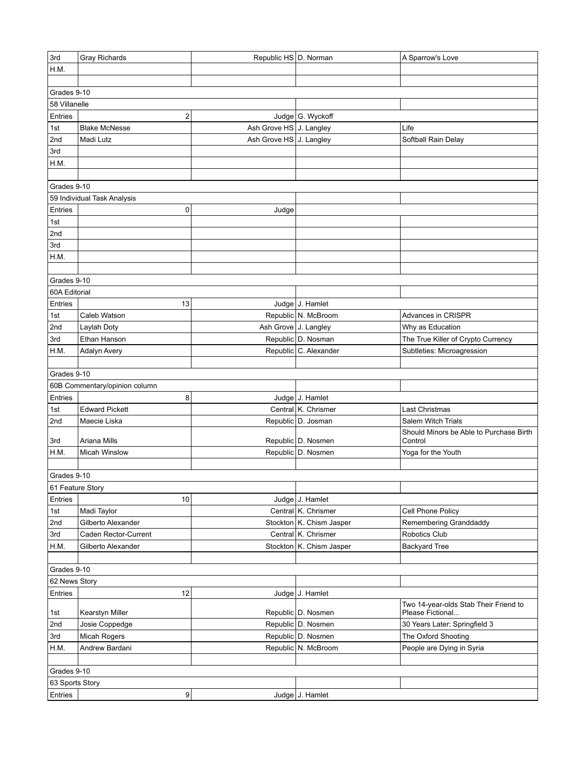| | | | | |
|---|---|---|---|---|
| 3rd | Gray Richards | Republic HS | D. Norman | A Sparrow's Love |
| H.M. | | | | |
| | | | | |
| Grades 9-10 | | | | |
| 58 Villanelle | | | | |
| Entries | 2 | Judge | G. Wyckoff | |
| 1st | Blake McNesse | Ash Grove HS | J. Langley | Life |
| 2nd | Madi Lutz | Ash Grove HS | J. Langley | Softball Rain Delay |
| 3rd | | | | |
| H.M. | | | | |
| | | | | |
| Grades 9-10 | | | | |
| 59 Individual Task Analysis | | | | |
| Entries | 0 | Judge | | |
| 1st | | | | |
| 2nd | | | | |
| 3rd | | | | |
| H.M. | | | | |
| | | | | |
| Grades 9-10 | | | | |
| 60A Editorial | | | | |
| Entries | 13 | Judge | J. Hamlet | |
| 1st | Caleb Watson | Republic | N. McBroom | Advances in CRISPR |
| 2nd | Laylah Doty | Ash Grove | J. Langley | Why as Education |
| 3rd | Ethan Hanson | Republic | D. Nosman | The True Killer of Crypto Currency |
| H.M. | Adalyn Avery | Republic | C. Alexander | Subtleties: Microagression |
| | | | | |
| Grades 9-10 | | | | |
| 60B Commentary/opinion column | | | | |
| Entries | 8 | Judge | J. Hamlet | |
| 1st | Edward Pickett | Central | K. Chrismer | Last Christmas |
| 2nd | Maecie Liska | Republic | D. Josman | Salem Witch Trials |
| 3rd | Ariana Mills | Republic | D. Nosmen | Should Minors be Able to Purchase Birth Control |
| H.M. | Micah Winslow | Republic | D. Nosmen | Yoga for the Youth |
| | | | | |
| Grades 9-10 | | | | |
| 61 Feature Story | | | | |
| Entries | 10 | Judge | J. Hamlet | |
| 1st | Madi Taylor | Central | K. Chrismer | Cell Phone Policy |
| 2nd | Gilberto Alexander | Stockton | K. Chism Jasper | Remembering Granddaddy |
| 3rd | Caden Rector-Current | Central | K. Chrismer | Robotics Club |
| H.M. | Gilberto Alexander | Stockton | K. Chism Jasper | Backyard Tree |
| | | | | |
| Grades 9-10 | | | | |
| 62 News Story | | | | |
| Entries | 12 | Judge | J. Hamlet | |
| 1st | Kearstyn Miller | Republic | D. Nosmen | Two 14-year-olds Stab Their Friend to Please Fictional... |
| 2nd | Josie Coppedge | Republic | D. Nosmen | 30 Years Later: Springfield 3 |
| 3rd | Micah Rogers | Republic | D. Nosmen | The Oxford Shooting |
| H.M. | Andrew Bardani | Republic | N. McBroom | People are Dying in Syria |
| | | | | |
| Grades 9-10 | | | | |
| 63 Sports Story | | | | |
| Entries | 9 | Judge | J. Hamlet | |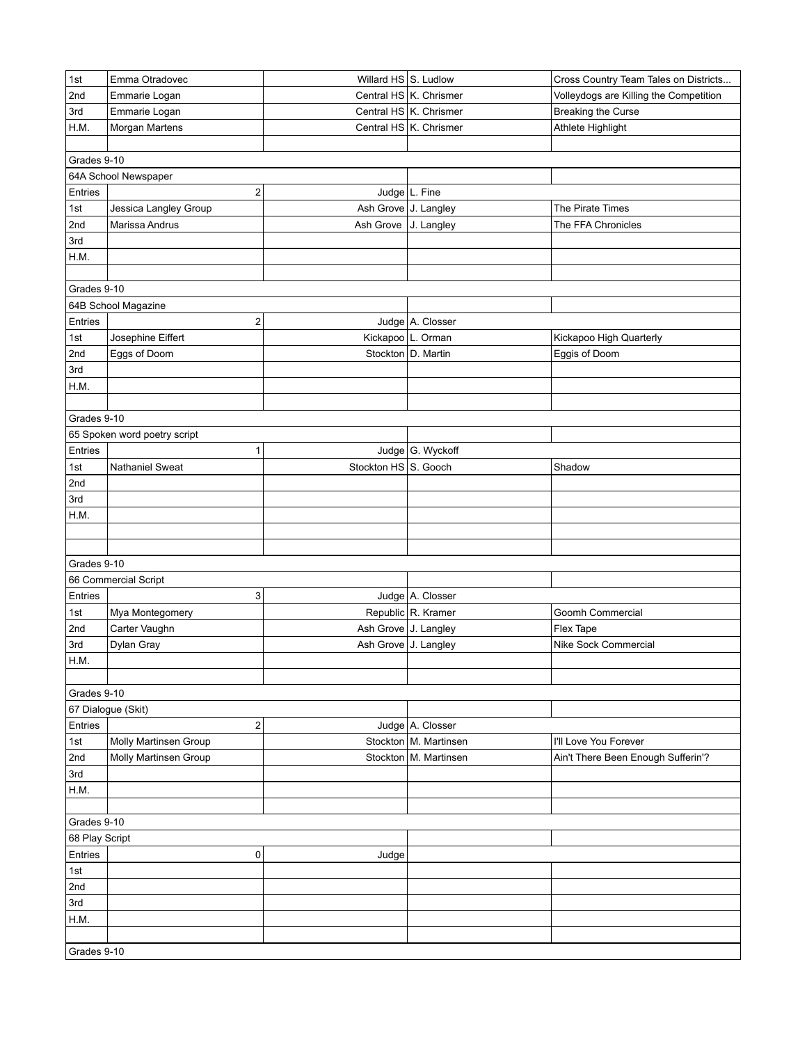| | | | | |
|---|---|---|---|---|
| 1st | Emma Otradovec | Willard HS | S. Ludlow | Cross Country Team Tales on Districts... |
| 2nd | Emmarie Logan | Central HS | K. Chrismer | Volleydogs are Killing the Competition |
| 3rd | Emmarie Logan | Central HS | K. Chrismer | Breaking the Curse |
| H.M. | Morgan Martens | Central HS | K. Chrismer | Athlete Highlight |
| | | | | |
| Grades 9-10 | | | | |
| 64A School Newspaper | | | | |
| Entries | 2 | Judge | L. Fine | |
| 1st | Jessica Langley Group | Ash Grove | J. Langley | The Pirate Times |
| 2nd | Marissa Andrus | Ash Grove | J. Langley | The FFA Chronicles |
| 3rd | | | | |
| H.M. | | | | |
| | | | | |
| Grades 9-10 | | | | |
| 64B School Magazine | | | | |
| Entries | 2 | Judge | A. Closser | |
| 1st | Josephine Eiffert | Kickapoo | L. Orman | Kickapoo High Quarterly |
| 2nd | Eggs of Doom | Stockton | D. Martin | Eggis of Doom |
| 3rd | | | | |
| H.M. | | | | |
| | | | | |
| Grades 9-10 | | | | |
| 65 Spoken word poetry script | | | | |
| Entries | 1 | Judge | G. Wyckoff | |
| 1st | Nathaniel Sweat | Stockton HS | S. Gooch | Shadow |
| 2nd | | | | |
| 3rd | | | | |
| H.M. | | | | |
| | | | | |
| | | | | |
| Grades 9-10 | | | | |
| 66 Commercial Script | | | | |
| Entries | 3 | Judge | A. Closser | |
| 1st | Mya Montegomery | Republic | R. Kramer | Goomh Commercial |
| 2nd | Carter Vaughn | Ash Grove | J. Langley | Flex Tape |
| 3rd | Dylan Gray | Ash Grove | J. Langley | Nike Sock Commercial |
| H.M. | | | | |
| | | | | |
| Grades 9-10 | | | | |
| 67 Dialogue (Skit) | | | | |
| Entries | 2 | Judge | A. Closser | |
| 1st | Molly Martinsen Group | Stockton | M. Martinsen | I'll Love You Forever |
| 2nd | Molly Martinsen Group | Stockton | M. Martinsen | Ain't There Been Enough Sufferin'? |
| 3rd | | | | |
| H.M. | | | | |
| | | | | |
| Grades 9-10 | | | | |
| 68 Play Script | | | | |
| Entries | 0 | Judge | | |
| 1st | | | | |
| 2nd | | | | |
| 3rd | | | | |
| H.M. | | | | |
| | | | | |
| Grades 9-10 | | | | |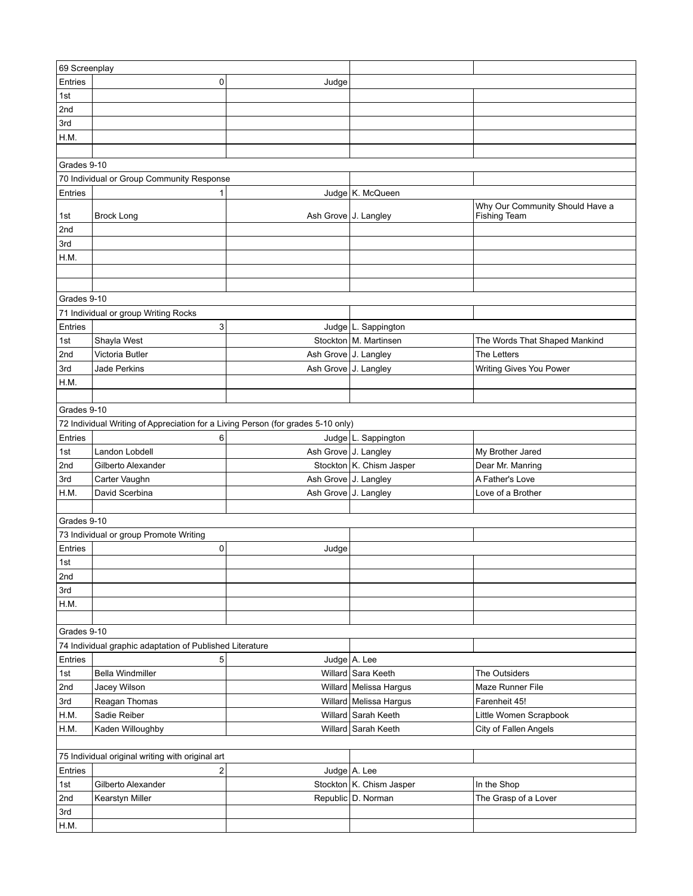| 69 Screenplay | | | | |
|---|---|---|---|---|
| Entries | 0 | Judge | | |
| 1st | | | | |
| 2nd | | | | |
| 3rd | | | | |
| H.M. | | | | |
| | | | | |
| Grades 9-10 | | | | |
| 70 Individual or Group Community Response | | | | |
| Entries | 1 | Judge | K. McQueen | |
| 1st | Brock Long | Ash Grove | J. Langley | Why Our Community Should Have a Fishing Team |
| 2nd | | | | |
| 3rd | | | | |
| H.M. | | | | |
| | | | | |
| | | | | |
| Grades 9-10 | | | | |
| 71 Individual or group Writing Rocks | | | | |
| Entries | 3 | Judge | L. Sappington | |
| 1st | Shayla West | Stockton | M. Martinsen | The Words That Shaped Mankind |
| 2nd | Victoria Butler | Ash Grove | J. Langley | The Letters |
| 3rd | Jade Perkins | Ash Grove | J. Langley | Writing Gives You Power |
| H.M. | | | | |
| | | | | |
| Grades 9-10 | | | | |
| 72 Individual Writing of Appreciation for a Living Person (for grades 5-10 only) | | | | |
| Entries | 6 | Judge | L. Sappington | |
| 1st | Landon Lobdell | Ash Grove | J. Langley | My Brother Jared |
| 2nd | Gilberto Alexander | Stockton | K. Chism Jasper | Dear Mr. Manring |
| 3rd | Carter Vaughn | Ash Grove | J. Langley | A Father's Love |
| H.M. | David Scerbina | Ash Grove | J. Langley | Love of a Brother |
| | | | | |
| Grades 9-10 | | | | |
| 73 Individual or group Promote Writing | | | | |
| Entries | 0 | Judge | | |
| 1st | | | | |
| 2nd | | | | |
| 3rd | | | | |
| H.M. | | | | |
| | | | | |
| Grades 9-10 | | | | |
| 74 Individual graphic adaptation of Published Literature | | | | |
| Entries | 5 | Judge | A. Lee | |
| 1st | Bella Windmiller | Willard | Sara Keeth | The Outsiders |
| 2nd | Jacey Wilson | Willard | Melissa Hargus | Maze Runner File |
| 3rd | Reagan Thomas | Willard | Melissa Hargus | Farenheit 45! |
| H.M. | Sadie Reiber | Willard | Sarah Keeth | Little Women Scrapbook |
| H.M. | Kaden Willoughby | Willard | Sarah Keeth | City of Fallen Angels |
| | | | | |
| 75 Individual original writing with original art | | | | |
| Entries | 2 | Judge | A. Lee | |
| 1st | Gilberto Alexander | Stockton | K. Chism Jasper | In the Shop |
| 2nd | Kearstyn Miller | Republic | D. Norman | The Grasp of a Lover |
| 3rd | | | | |
| H.M. | | | | |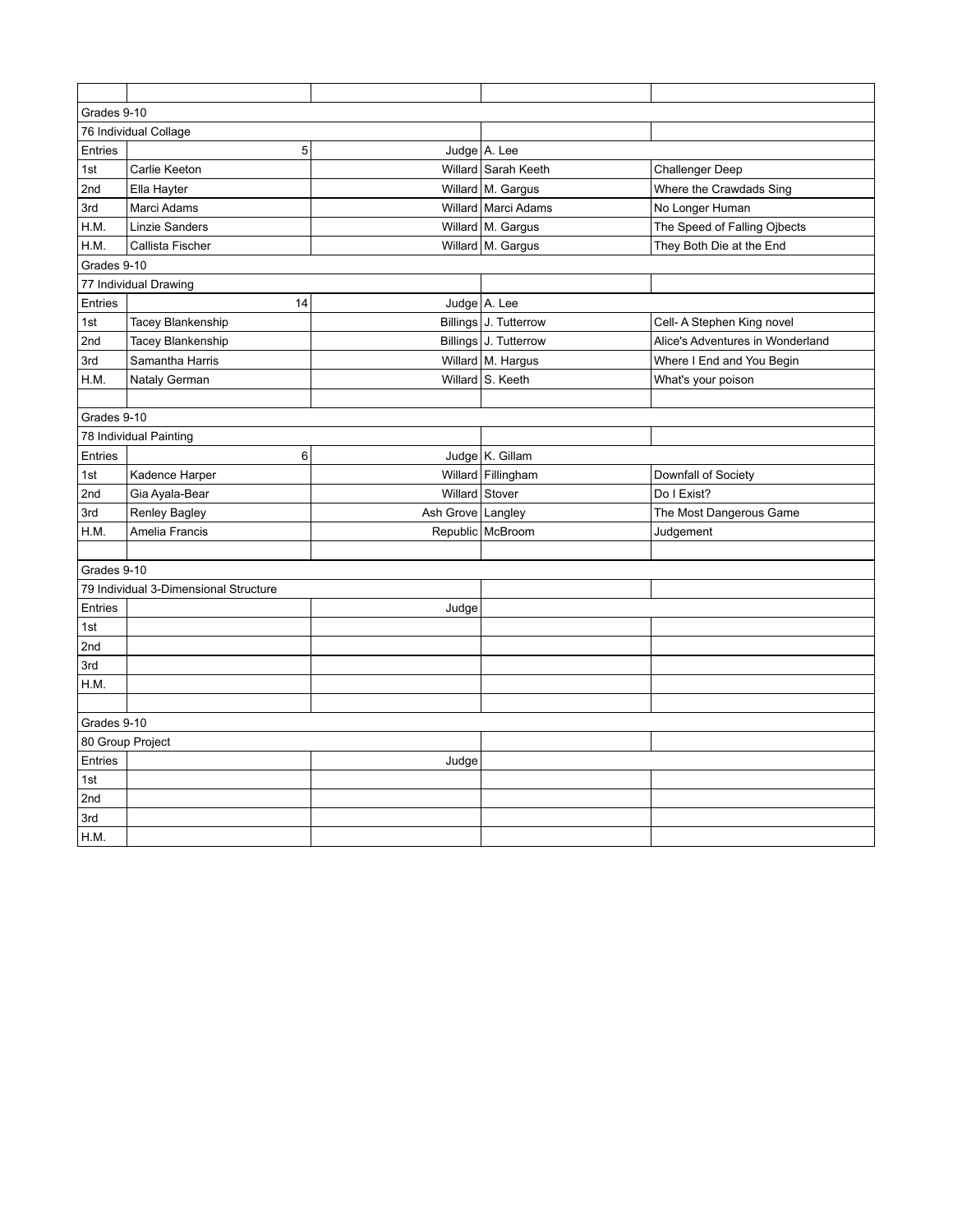| | | | | |
|---|---|---|---|---|
| Grades 9-10 | | | | |
| 76 Individual Collage | | | | |
| Entries | 5 | Judge | A. Lee | |
| 1st | Carlie Keeton | Willard | Sarah Keeth | Challenger Deep |
| 2nd | Ella Hayter | Willard | M. Gargus | Where the Crawdads Sing |
| 3rd | Marci Adams | Willard | Marci Adams | No Longer Human |
| H.M. | Linzie Sanders | Willard | M. Gargus | The Speed of Falling Ojbects |
| H.M. | Callista Fischer | Willard | M. Gargus | They Both Die at the End |
| Grades 9-10 | | | | |
| 77 Individual Drawing | | | | |
| Entries | 14 | Judge | A. Lee | |
| 1st | Tacey Blankenship | Billings | J. Tutterrow | Cell- A Stephen King novel |
| 2nd | Tacey Blankenship | Billings | J. Tutterrow | Alice's Adventures in Wonderland |
| 3rd | Samantha Harris | Willard | M. Hargus | Where I End and You Begin |
| H.M. | Nataly German | Willard | S. Keeth | What's your poison |
| | | | | |
| Grades 9-10 | | | | |
| 78 Individual Painting | | | | |
| Entries | 6 | Judge | K. Gillam | |
| 1st | Kadence Harper | Willard | Fillingham | Downfall of Society |
| 2nd | Gia Ayala-Bear | Willard | Stover | Do I Exist? |
| 3rd | Renley Bagley | Ash Grove | Langley | The Most Dangerous Game |
| H.M. | Amelia Francis | Republic | McBroom | Judgement |
| | | | | |
| Grades 9-10 | | | | |
| 79 Individual 3-Dimensional Structure | | | | |
| Entries | | Judge | | |
| 1st | | | | |
| 2nd | | | | |
| 3rd | | | | |
| H.M. | | | | |
| | | | | |
| Grades 9-10 | | | | |
| 80 Group Project | | | | |
| Entries | | Judge | | |
| 1st | | | | |
| 2nd | | | | |
| 3rd | | | | |
| H.M. | | | | |